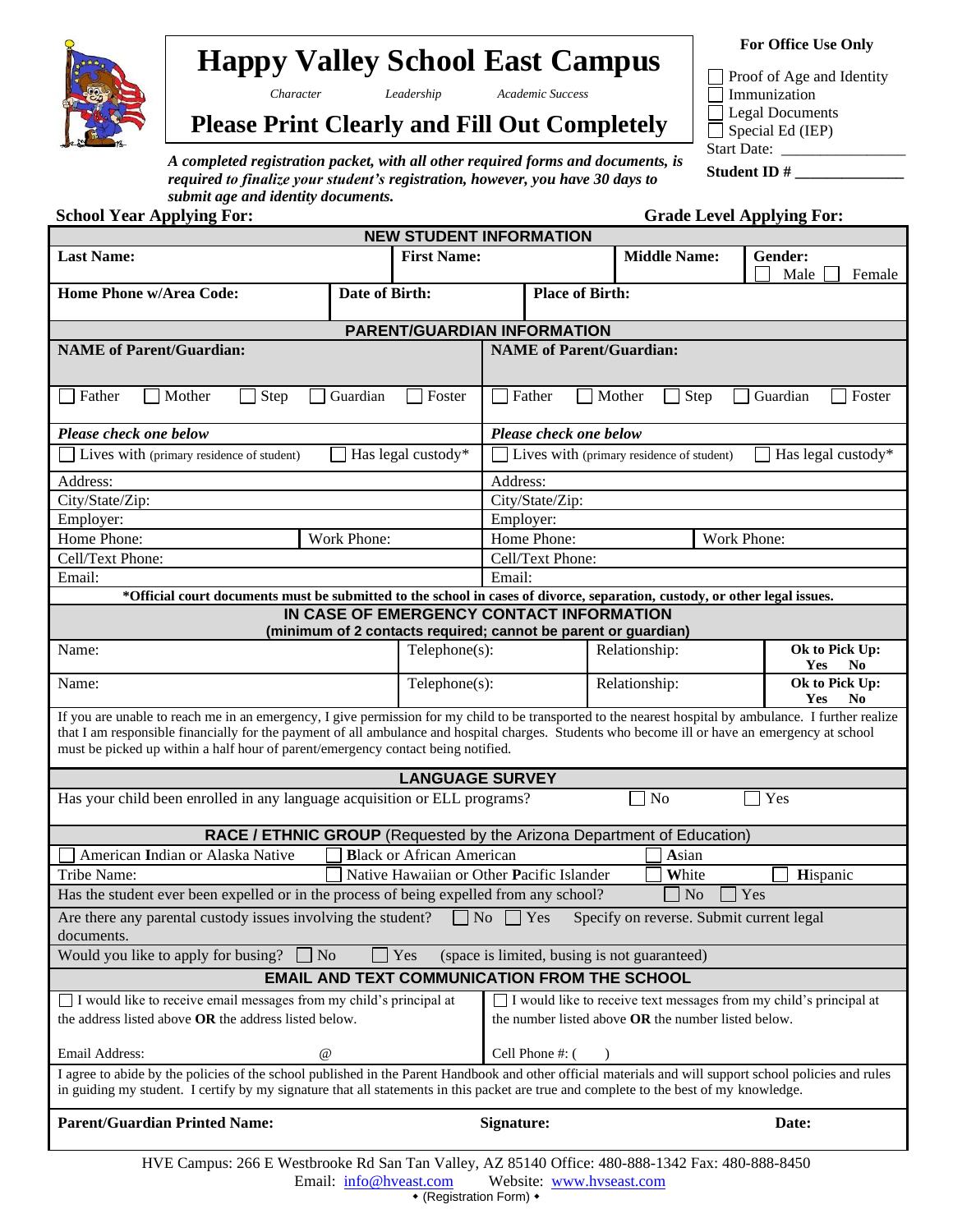# Happy Valley School East Campus

*Character* *Leadership* *Academic Success*

## Please Print Clearly and Fill Out Completely

***A completed registration packet, with all other required forms and documents, is required to finalize your student's registration, however, you have 30 days to submit age and identity documents.***

**For Office Use Only**

- ☐ Proof of Age and Identity
- ☐ Immunization
- ☐ Legal Documents
- ☐ Special Ed (IEP)

Start Date: ________________

**Student ID #** ______________

**School Year Applying For:** **Grade Level Applying For:**

### NEW STUDENT INFORMATION

| **Last Name:** | **First Name:** | **Middle Name:** | **Gender:** ☐ Male ☐ Female |
|---|---|---|---|
| **Home Phone w/Area Code:** | **Date of Birth:** | **Place of Birth:** | |

### PARENT/GUARDIAN INFORMATION

| **NAME of Parent/Guardian:** | | **NAME of Parent/Guardian:** | |
|---|---|---|---|
| ☐ Father ☐ Mother ☐ Step ☐ Guardian ☐ Foster | | ☐ Father ☐ Mother ☐ Step ☐ Guardian ☐ Foster | |
| ***Please check one below*** | | ***Please check one below*** | |
| ☐ Lives with (primary residence of student) ☐ Has legal custody* | | ☐ Lives with (primary residence of student) ☐ Has legal custody* | |
| Address: | | Address: | |
| City/State/Zip: | | City/State/Zip: | |
| Employer: | | Employer: | |
| Home Phone: | Work Phone: | Home Phone: | Work Phone: |
| Cell/Text Phone: | | Cell/Text Phone: | |
| Email: | | Email: | |

**\*Official court documents must be submitted to the school in cases of divorce, separation, custody, or other legal issues.**

### IN CASE OF EMERGENCY CONTACT INFORMATION
**(minimum of 2 contacts required; cannot be parent or guardian)**

| Name: | Telephone(s): | Relationship: | **Ok to Pick Up: Yes No** |
|---|---|---|---|
| Name: | Telephone(s): | Relationship: | **Ok to Pick Up: Yes No** |

If you are unable to reach me in an emergency, I give permission for my child to be transported to the nearest hospital by ambulance. I further realize that I am responsible financially for the payment of all ambulance and hospital charges. Students who become ill or have an emergency at school must be picked up within a half hour of parent/emergency contact being notified.

### LANGUAGE SURVEY

Has your child been enrolled in any language acquisition or ELL programs? ☐ No ☐ Yes

### RACE / ETHNIC GROUP (Requested by the Arizona Department of Education)

☐ American **I**ndian or Alaska Native ☐ **B**lack or African American ☐ **A**sian

Tribe Name: ☐ Native Hawaiian or Other **P**acific Islander ☐ **W**hite ☐ **H**ispanic

Has the student ever been expelled or in the process of being expelled from any school? ☐ No ☐ Yes

Are there any parental custody issues involving the student? ☐ No ☐ Yes Specify on reverse. Submit current legal documents.

Would you like to apply for busing? ☐ No ☐ Yes (space is limited, busing is not guaranteed)

### EMAIL AND TEXT COMMUNICATION FROM THE SCHOOL

| ☐ I would like to receive email messages from my child's principal at the address listed above **OR** the address listed below. | ☐ I would like to receive text messages from my child's principal at the number listed above **OR** the number listed below. |
|---|---|
| Email Address: @ | Cell Phone #: (   ) |

I agree to abide by the policies of the school published in the Parent Handbook and other official materials and will support school policies and rules in guiding my student. I certify by my signature that all statements in this packet are true and complete to the best of my knowledge.

**Parent/Guardian Printed Name:** **Signature:** **Date:**

HVE Campus: 266 E Westbrooke Rd San Tan Valley, AZ 85140 Office: 480-888-1342 Fax: 480-888-8450
Email: info@hveast.com Website: www.hvseast.com
◆ (Registration Form) ◆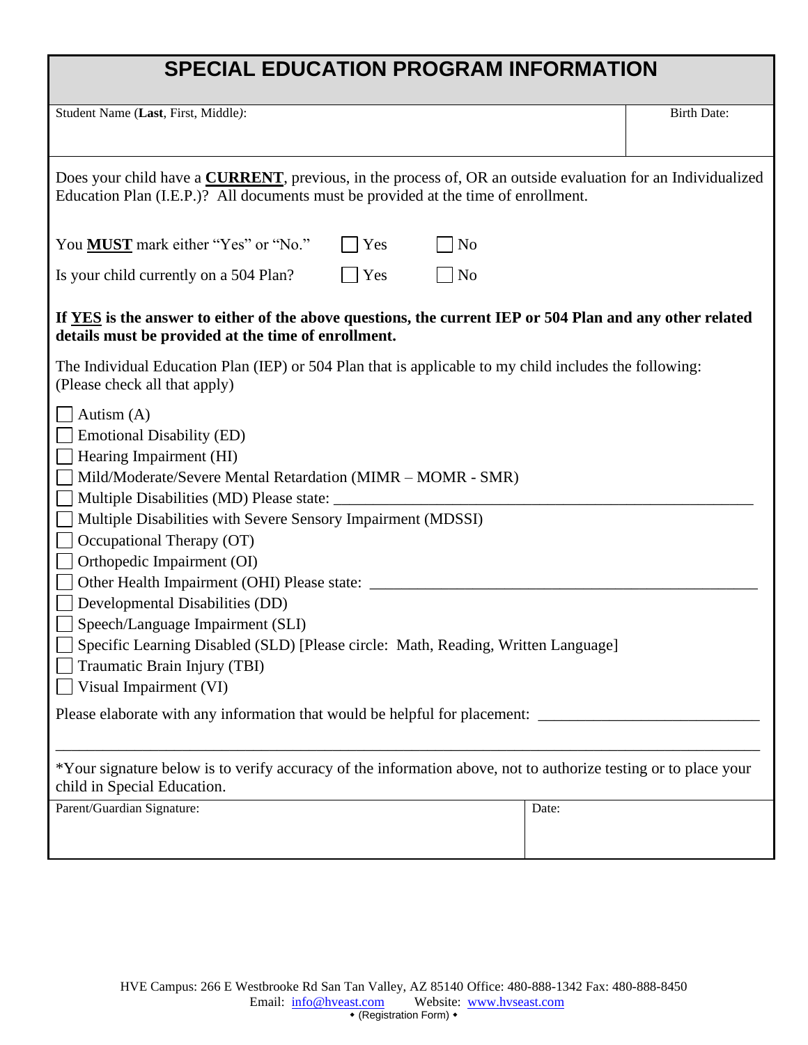# SPECIAL EDUCATION PROGRAM INFORMATION

| Student Name (**Last**, First, Middle): | Birth Date: |
| --- | --- |
| | |

Does your child have a **<u>CURRENT</u>**, previous, in the process of, OR an outside evaluation for an Individualized Education Plan (I.E.P.)? All documents must be provided at the time of enrollment.

You **<u>MUST</u>** mark either "Yes" or "No." ☐ Yes ☐ No

Is your child currently on a 504 Plan? ☐ Yes ☐ No

**If <u>YES</u> is the answer to either of the above questions, the current IEP or 504 Plan and any other related details must be provided at the time of enrollment.**

The Individual Education Plan (IEP) or 504 Plan that is applicable to my child includes the following: (Please check all that apply)

- ☐ Autism (A)
- ☐ Emotional Disability (ED)
- ☐ Hearing Impairment (HI)
- ☐ Mild/Moderate/Severe Mental Retardation (MIMR – MOMR - SMR)
- ☐ Multiple Disabilities (MD) Please state: ______________________________________________________
- ☐ Multiple Disabilities with Severe Sensory Impairment (MDSSI)
- ☐ Occupational Therapy (OT)
- ☐ Orthopedic Impairment (OI)
- ☐ Other Health Impairment (OHI) Please state: __________________________________________________
- ☐ Developmental Disabilities (DD)
- ☐ Speech/Language Impairment (SLI)
- ☐ Specific Learning Disabled (SLD) [Please circle: Math, Reading, Written Language]
- ☐ Traumatic Brain Injury (TBI)
- ☐ Visual Impairment (VI)

Please elaborate with any information that would be helpful for placement: ___________________________

______________________________________________________________________________________

*Your signature below is to verify accuracy of the information above, not to authorize testing or to place your child in Special Education.

| Parent/Guardian Signature: | Date: |
| --- | --- |
| | |

HVE Campus: 266 E Westbrooke Rd San Tan Valley, AZ 85140 Office: 480-888-1342 Fax: 480-888-8450
Email: info@hveast.com Website: www.hvseast.com
⬩ (Registration Form) ⬩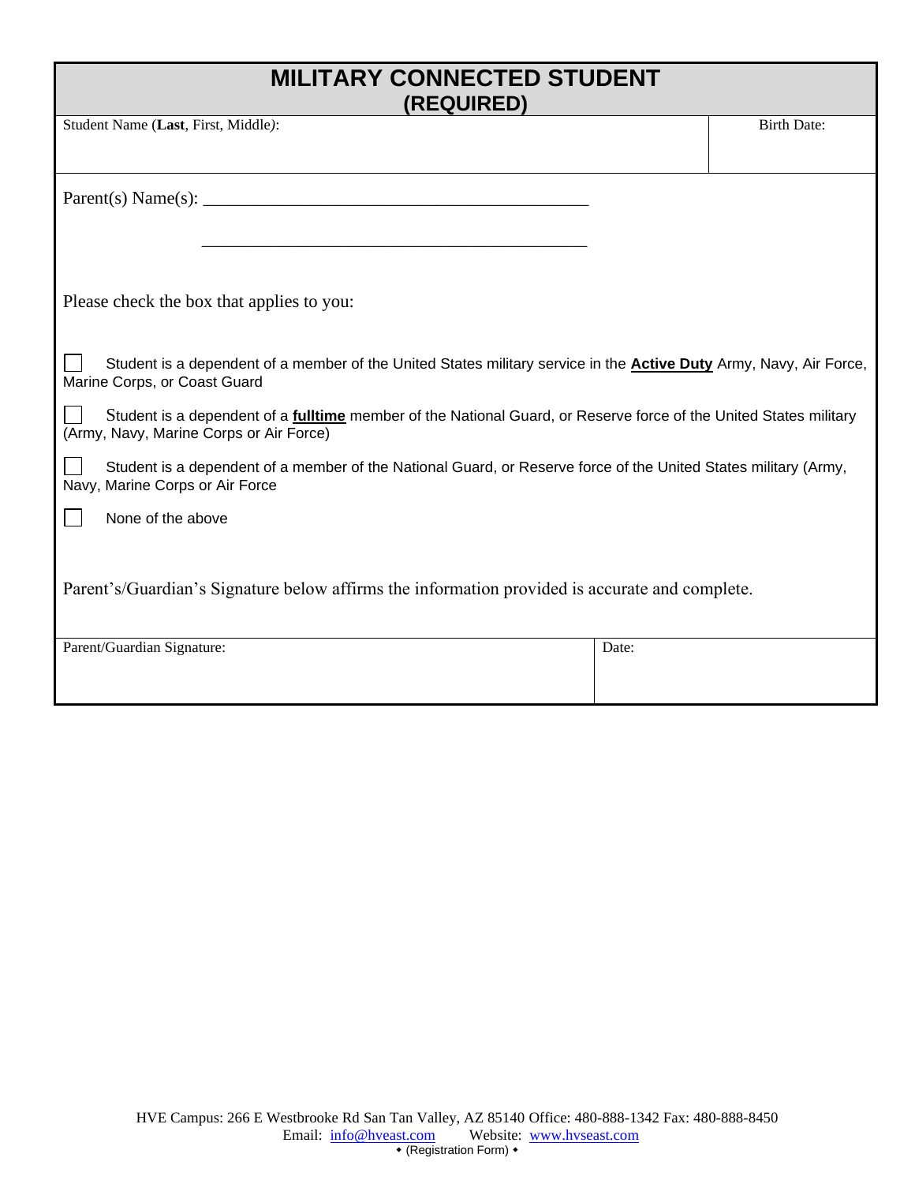# MILITARY CONNECTED STUDENT
## (REQUIRED)

| Student Name (**Last**, First, Middle): | Birth Date: |
|---|---|
| | |

Parent(s) Name(s): ____________________________________________

____________________________________________

Please check the box that applies to you:

☐ Student is a dependent of a member of the United States military service in the **Active Duty** Army, Navy, Air Force, Marine Corps, or Coast Guard

☐ Student is a dependent of a **fulltime** member of the National Guard, or Reserve force of the United States military (Army, Navy, Marine Corps or Air Force)

☐ Student is a dependent of a member of the National Guard, or Reserve force of the United States military (Army, Navy, Marine Corps or Air Force

☐ None of the above

Parent's/Guardian's Signature below affirms the information provided is accurate and complete.

| Parent/Guardian Signature: | Date: |
|---|---|
| | |

HVE Campus: 266 E Westbrooke Rd San Tan Valley, AZ 85140 Office: 480-888-1342 Fax: 480-888-8450
Email: info@hveast.com Website: www.hvseast.com
◆ (Registration Form) ◆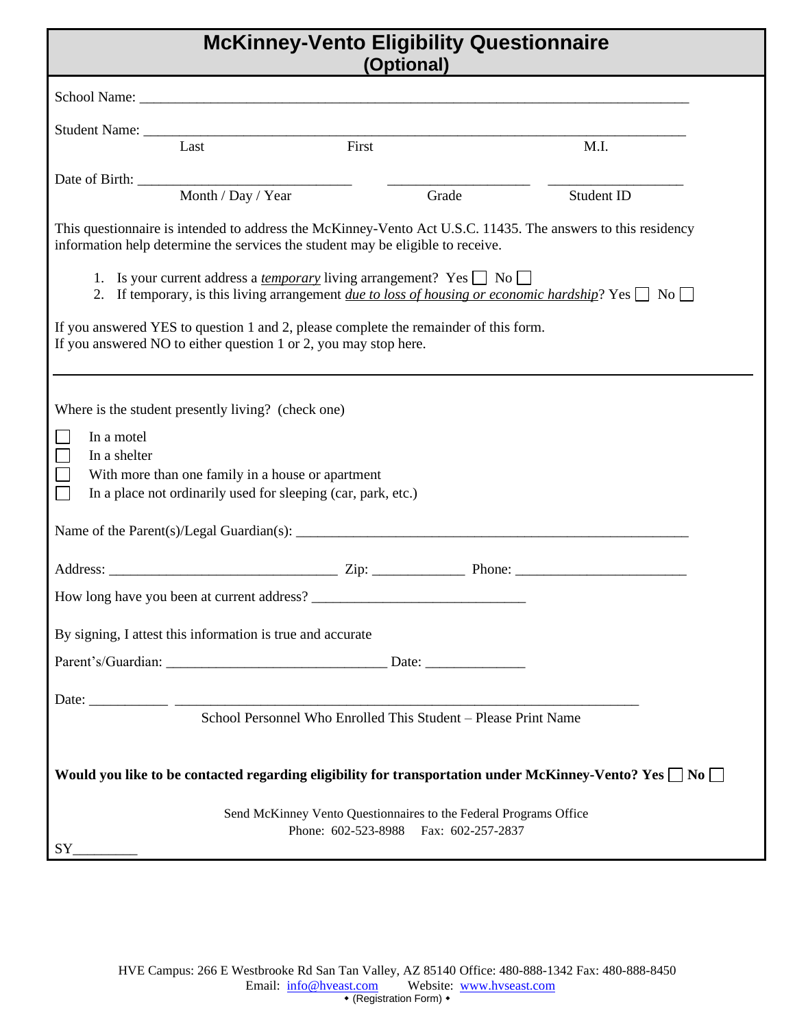# McKinney-Vento Eligibility Questionnaire
## (Optional)

School Name: ___________________________________________________________________________

Student Name: __________________________________________________________________________
Last First M.I.

Date of Birth: ____________________________ ___________________ __________________
Month / Day / Year Grade Student ID

This questionnaire is intended to address the McKinney-Vento Act U.S.C. 11435. The answers to this residency information help determine the services the student may be eligible to receive.

1. Is your current address a *temporary* living arrangement? Yes ☐ No ☐
2. If temporary, is this living arrangement *due to loss of housing or economic hardship*? Yes ☐ No ☐

If you answered YES to question 1 and 2, please complete the remainder of this form.
If you answered NO to either question 1 or 2, you may stop here.

---

Where is the student presently living? (check one)

- ☐ In a motel
- ☐ In a shelter
- ☐ With more than one family in a house or apartment
- ☐ In a place not ordinarily used for sleeping (car, park, etc.)

Name of the Parent(s)/Legal Guardian(s): _____________________________________________________

Address: ______________________________ Zip: ____________ Phone: ______________________

How long have you been at current address? ____________________________

By signing, I attest this information is true and accurate

Parent's/Guardian: ____________________________ Date: _____________

Date: __________ ______________________________________________________________
School Personnel Who Enrolled This Student – Please Print Name

**Would you like to be contacted regarding eligibility for transportation under McKinney-Vento? Yes ☐ No ☐**

Send McKinney Vento Questionnaires to the Federal Programs Office
Phone: 602-523-8988 Fax: 602-257-2837

SY________

HVE Campus: 266 E Westbrooke Rd San Tan Valley, AZ 85140 Office: 480-888-1342 Fax: 480-888-8450
Email: info@hveast.com Website: www.hvseast.com
◆ (Registration Form) ◆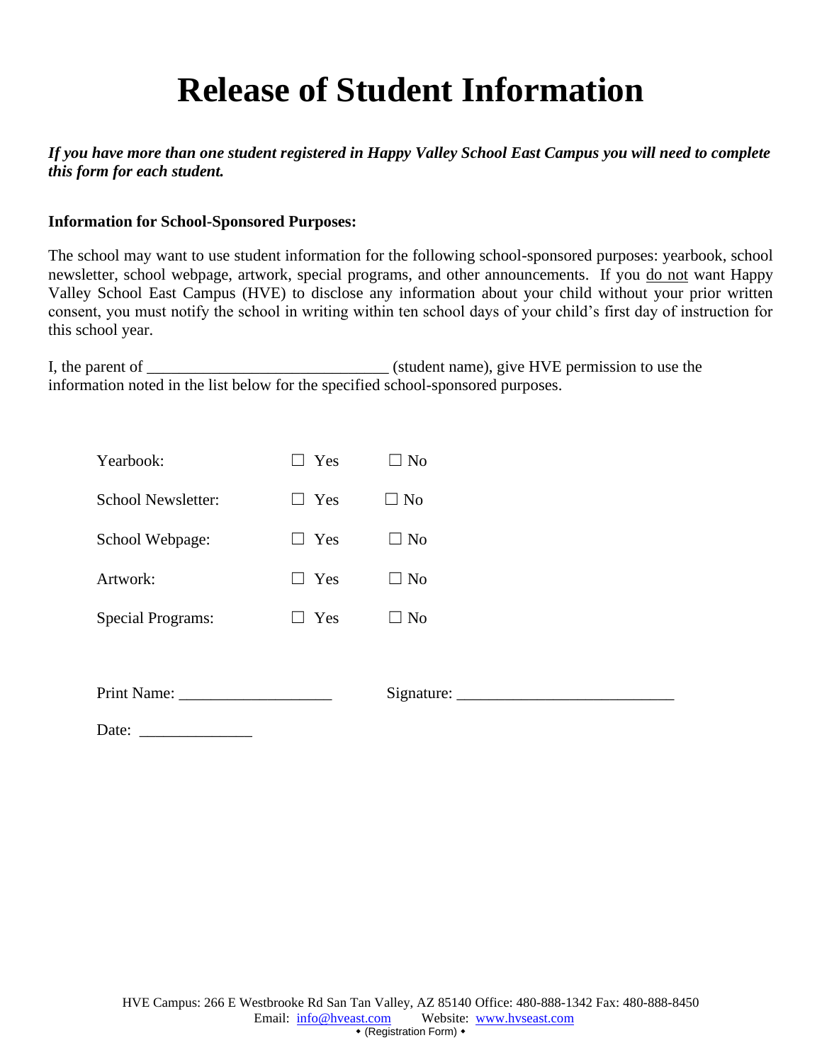# Release of Student Information

***If you have more than one student registered in Happy Valley School East Campus you will need to complete this form for each student.***

**Information for School-Sponsored Purposes:**

The school may want to use student information for the following school-sponsored purposes: yearbook, school newsletter, school webpage, artwork, special programs, and other announcements. If you <u>do not</u> want Happy Valley School East Campus (HVE) to disclose any information about your child without your prior written consent, you must notify the school in writing within ten school days of your child's first day of instruction for this school year.

I, the parent of ______________________________ (student name), give HVE permission to use the information noted in the list below for the specified school-sponsored purposes.

| | | |
|---|---|---|
| Yearbook: | ☐ Yes | ☐ No |
| School Newsletter: | ☐ Yes | ☐ No |
| School Webpage: | ☐ Yes | ☐ No |
| Artwork: | ☐ Yes | ☐ No |
| Special Programs: | ☐ Yes | ☐ No |

Print Name: ___________________ Signature: ___________________________

Date: ______________

HVE Campus: 266 E Westbrooke Rd San Tan Valley, AZ 85140 Office: 480-888-1342 Fax: 480-888-8450
Email: info@hveast.com Website: www.hvseast.com
◆ (Registration Form) ◆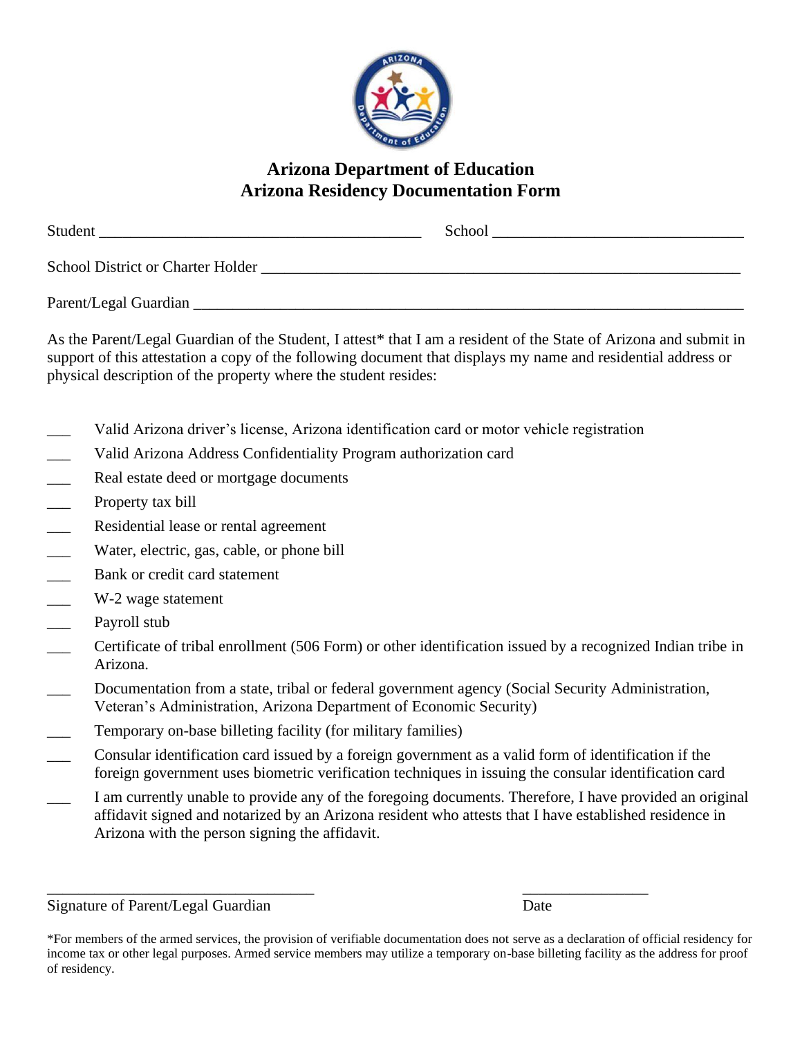# Arizona Department of Education
# Arizona Residency Documentation Form

Student ________________________________________ School ________________________________

School District or Charter Holder ______________________________________________________________

Parent/Legal Guardian ______________________________________________________________________

As the Parent/Legal Guardian of the Student, I attest* that I am a resident of the State of Arizona and submit in support of this attestation a copy of the following document that displays my name and residential address or physical description of the property where the student resides:

___ Valid Arizona driver's license, Arizona identification card or motor vehicle registration

___ Valid Arizona Address Confidentiality Program authorization card

___ Real estate deed or mortgage documents

___ Property tax bill

___ Residential lease or rental agreement

___ Water, electric, gas, cable, or phone bill

___ Bank or credit card statement

___ W-2 wage statement

___ Payroll stub

___ Certificate of tribal enrollment (506 Form) or other identification issued by a recognized Indian tribe in Arizona.

___ Documentation from a state, tribal or federal government agency (Social Security Administration, Veteran's Administration, Arizona Department of Economic Security)

___ Temporary on-base billeting facility (for military families)

___ Consular identification card issued by a foreign government as a valid form of identification if the foreign government uses biometric verification techniques in issuing the consular identification card

___ I am currently unable to provide any of the foregoing documents. Therefore, I have provided an original affidavit signed and notarized by an Arizona resident who attests that I have established residence in Arizona with the person signing the affidavit.

__________________________________ ________________

Signature of Parent/Legal Guardian Date

*For members of the armed services, the provision of verifiable documentation does not serve as a declaration of official residency for income tax or other legal purposes. Armed service members may utilize a temporary on-base billeting facility as the address for proof of residency.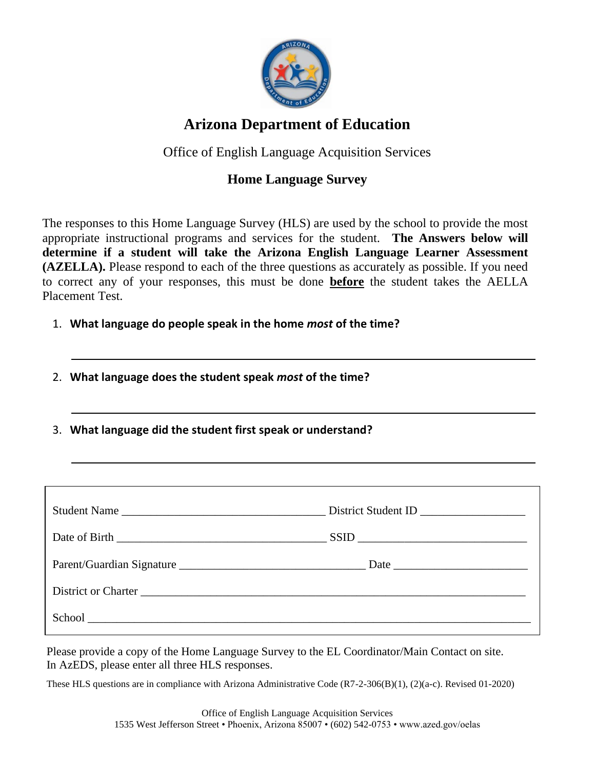# Arizona Department of Education

Office of English Language Acquisition Services

## Home Language Survey

The responses to this Home Language Survey (HLS) are used by the school to provide the most appropriate instructional programs and services for the student. **The Answers below will determine if a student will take the Arizona English Language Learner Assessment (AZELLA).** Please respond to each of the three questions as accurately as possible. If you need to correct any of your responses, this must be done **before** the student takes the AELLA Placement Test.

1. **What language do people speak in the home *most* of the time?**

   ______________________________________________________________

2. **What language does the student speak *most* of the time?**

   ______________________________________________________________

3. **What language did the student first speak or understand?**

   ______________________________________________________________

Student Name __________________________________ District Student ID _________________

Date of Birth ___________________________________ SSID ____________________________

Parent/Guardian Signature _______________________________ Date ______________________

District or Charter ____________________________________________________________________

School __________________________________________________________________________

Please provide a copy of the Home Language Survey to the EL Coordinator/Main Contact on site.
In AzEDS, please enter all three HLS responses.

These HLS questions are in compliance with Arizona Administrative Code (R7-2-306(B)(1), (2)(a-c). Revised 01-2020)

Office of English Language Acquisition Services
1535 West Jefferson Street • Phoenix, Arizona 85007 • (602) 542-0753 • www.azed.gov/oelas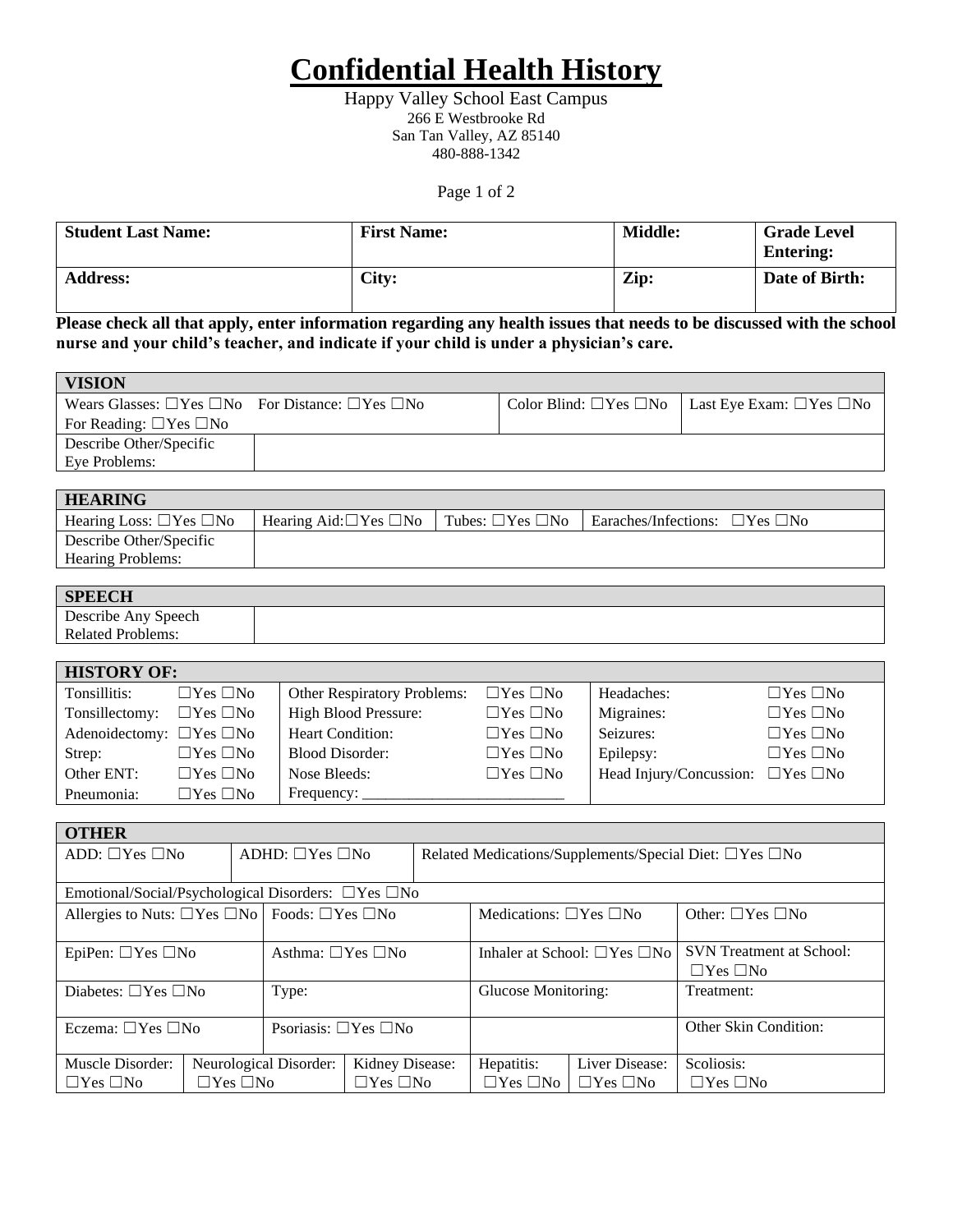# Confidential Health History

Happy Valley School East Campus
266 E Westbrooke Rd
San Tan Valley, AZ 85140
480-888-1342

| Student Last Name: | First Name: | Middle: | Grade Level Entering: |
|---|---|---|---|
| **Address:** | **City:** | **Zip:** | **Date of Birth:** |

**Please check all that apply, enter information regarding any health issues that needs to be discussed with the school nurse and your child's teacher, and indicate if your child is under a physician's care.**

| VISION | | | |
|---|---|---|---|
| Wears Glasses: ☐Yes ☐No For Distance: ☐Yes ☐No For Reading: ☐Yes ☐No | | Color Blind: ☐Yes ☐No | Last Eye Exam: ☐Yes ☐No |
| Describe Other/Specific Eye Problems: | | | |

| HEARING | | | |
|---|---|---|---|
| Hearing Loss: ☐Yes ☐No | Hearing Aid: ☐Yes ☐No | Tubes: ☐Yes ☐No | Earaches/Infections: ☐Yes ☐No |
| Describe Other/Specific Hearing Problems: | | | |

| SPEECH | |
|---|---|
| Describe Any Speech Related Problems: | |

| HISTORY OF: | | | | | |
|---|---|---|---|---|---|
| Tonsillitis: | ☐Yes ☐No | Other Respiratory Problems: | ☐Yes ☐No | Headaches: | ☐Yes ☐No |
| Tonsillectomy: | ☐Yes ☐No | High Blood Pressure: | ☐Yes ☐No | Migraines: | ☐Yes ☐No |
| Adenoidectomy: | ☐Yes ☐No | Heart Condition: | ☐Yes ☐No | Seizures: | ☐Yes ☐No |
| Strep: | ☐Yes ☐No | Blood Disorder: | ☐Yes ☐No | Epilepsy: | ☐Yes ☐No |
| Other ENT: | ☐Yes ☐No | Nose Bleeds: | ☐Yes ☐No | Head Injury/Concussion: | ☐Yes ☐No |
| Pneumonia: | ☐Yes ☐No | Frequency: _________________________ | | | |

| OTHER | | | | | |
|---|---|---|---|---|---|
| ADD: ☐Yes ☐No | ADHD: ☐Yes ☐No | Related Medications/Supplements/Special Diet: ☐Yes ☐No | | | |
| Emotional/Social/Psychological Disorders: ☐Yes ☐No | | | | | |
| Allergies to Nuts: ☐Yes ☐No | Foods: ☐Yes ☐No | Medications: ☐Yes ☐No | | Other: ☐Yes ☐No | |
| EpiPen: ☐Yes ☐No | Asthma: ☐Yes ☐No | Inhaler at School: ☐Yes ☐No | | SVN Treatment at School: ☐Yes ☐No | |
| Diabetes: ☐Yes ☐No | Type: | Glucose Monitoring: | | Treatment: | |
| Eczema: ☐Yes ☐No | Psoriasis: ☐Yes ☐No | | | Other Skin Condition: | |
| Muscle Disorder: ☐Yes ☐No | Neurological Disorder: ☐Yes ☐No | Kidney Disease: ☐Yes ☐No | Hepatitis: ☐Yes ☐No | Liver Disease: ☐Yes ☐No | Scoliosis: ☐Yes ☐No |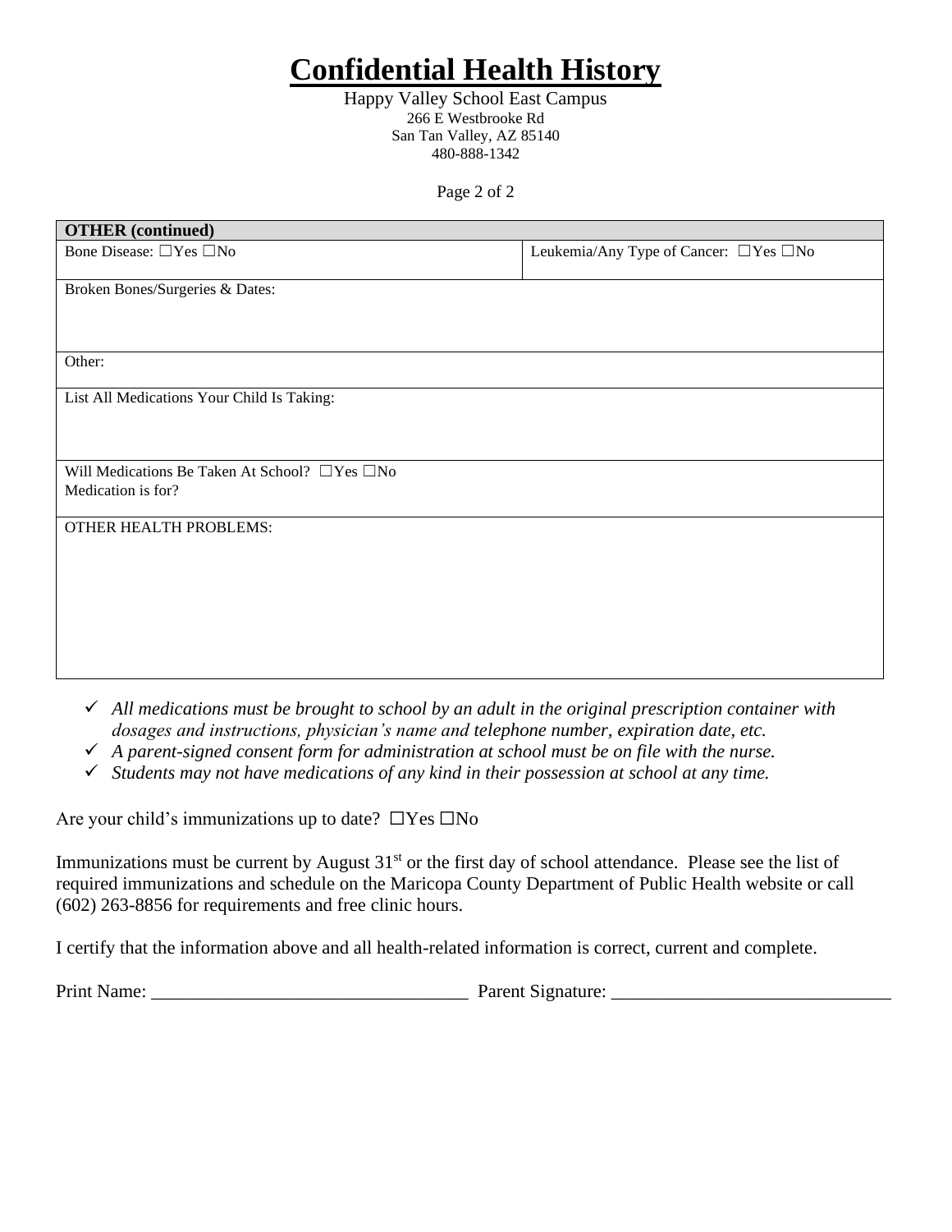# Confidential Health History

Happy Valley School East Campus
266 E Westbrooke Rd
San Tan Valley, AZ 85140
480-888-1342

| **OTHER (continued)** | |
|---|---|
| Bone Disease: ☐Yes ☐No | Leukemia/Any Type of Cancer: ☐Yes ☐No |
| Broken Bones/Surgeries & Dates: | |
| Other: | |
| List All Medications Your Child Is Taking: | |
| Will Medications Be Taken At School? ☐Yes ☐No<br>Medication is for? | |
| OTHER HEALTH PROBLEMS: | |

- ✓ *All medications must be brought to school by an adult in the original prescription container with dosages and instructions, physician's name and telephone number, expiration date, etc.*
- ✓ *A parent-signed consent form for administration at school must be on file with the nurse.*
- ✓ *Students may not have medications of any kind in their possession at school at any time.*

Are your child's immunizations up to date? ☐Yes ☐No

Immunizations must be current by August 31st or the first day of school attendance. Please see the list of required immunizations and schedule on the Maricopa County Department of Public Health website or call (602) 263-8856 for requirements and free clinic hours.

I certify that the information above and all health-related information is correct, current and complete.

Print Name: ________________________________ Parent Signature: ____________________________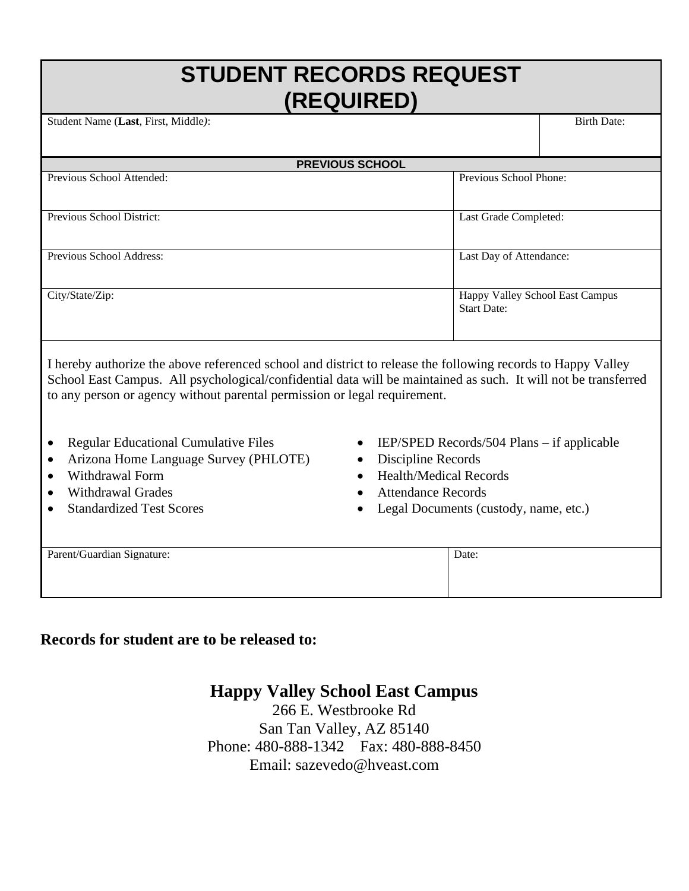# STUDENT RECORDS REQUEST (REQUIRED)

| Student Name (**Last**, First, Middle): | Birth Date: |
|---|---|
| | |

**PREVIOUS SCHOOL**

| Previous School Attended: | Previous School Phone: |
|---|---|
| Previous School District: | Last Grade Completed: |
| Previous School Address: | Last Day of Attendance: |
| City/State/Zip: | Happy Valley School East Campus Start Date: |

I hereby authorize the above referenced school and district to release the following records to Happy Valley School East Campus. All psychological/confidential data will be maintained as such. It will not be transferred to any person or agency without parental permission or legal requirement.

- Regular Educational Cumulative Files
- Arizona Home Language Survey (PHLOTE)
- Withdrawal Form
- Withdrawal Grades
- Standardized Test Scores
- IEP/SPED Records/504 Plans – if applicable
- Discipline Records
- Health/Medical Records
- Attendance Records
- Legal Documents (custody, name, etc.)

| Parent/Guardian Signature: | Date: |
|---|---|
| | |

**Records for student are to be released to:**

**Happy Valley School East Campus**
266 E. Westbrooke Rd
San Tan Valley, AZ 85140
Phone: 480-888-1342 Fax: 480-888-8450
Email: sazevedo@hveast.com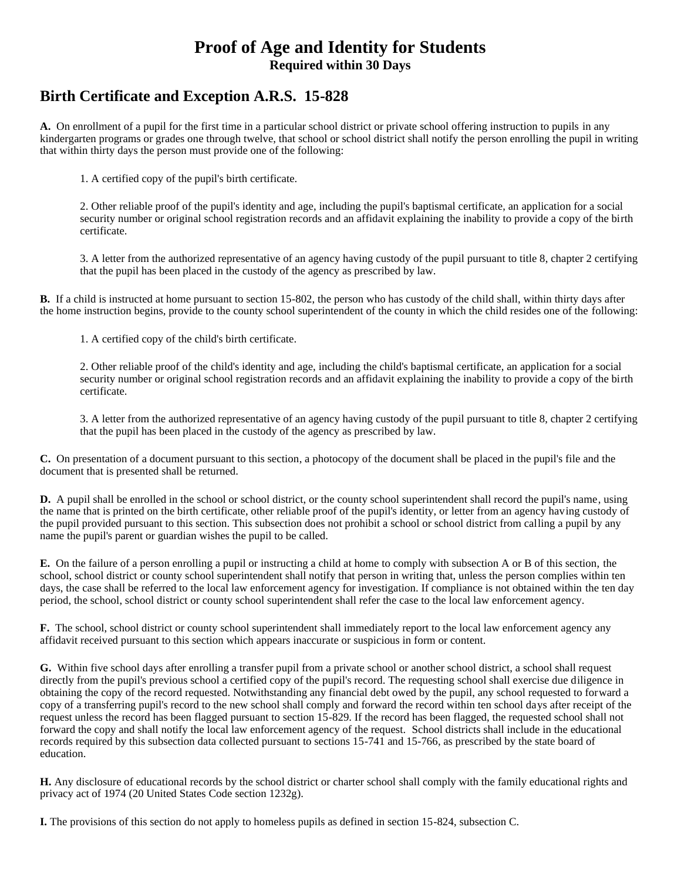# Proof of Age and Identity for Students

**Required within 30 Days**

## Birth Certificate and Exception A.R.S. 15-828

**A.** On enrollment of a pupil for the first time in a particular school district or private school offering instruction to pupils in any kindergarten programs or grades one through twelve, that school or school district shall notify the person enrolling the pupil in writing that within thirty days the person must provide one of the following:

1. A certified copy of the pupil's birth certificate.

2. Other reliable proof of the pupil's identity and age, including the pupil's baptismal certificate, an application for a social security number or original school registration records and an affidavit explaining the inability to provide a copy of the birth certificate.

3. A letter from the authorized representative of an agency having custody of the pupil pursuant to title 8, chapter 2 certifying that the pupil has been placed in the custody of the agency as prescribed by law.

**B.** If a child is instructed at home pursuant to section 15-802, the person who has custody of the child shall, within thirty days after the home instruction begins, provide to the county school superintendent of the county in which the child resides one of the following:

1. A certified copy of the child's birth certificate.

2. Other reliable proof of the child's identity and age, including the child's baptismal certificate, an application for a social security number or original school registration records and an affidavit explaining the inability to provide a copy of the birth certificate.

3. A letter from the authorized representative of an agency having custody of the pupil pursuant to title 8, chapter 2 certifying that the pupil has been placed in the custody of the agency as prescribed by law.

**C.** On presentation of a document pursuant to this section, a photocopy of the document shall be placed in the pupil's file and the document that is presented shall be returned.

**D.** A pupil shall be enrolled in the school or school district, or the county school superintendent shall record the pupil's name, using the name that is printed on the birth certificate, other reliable proof of the pupil's identity, or letter from an agency having custody of the pupil provided pursuant to this section. This subsection does not prohibit a school or school district from calling a pupil by any name the pupil's parent or guardian wishes the pupil to be called.

**E.** On the failure of a person enrolling a pupil or instructing a child at home to comply with subsection A or B of this section, the school, school district or county school superintendent shall notify that person in writing that, unless the person complies within ten days, the case shall be referred to the local law enforcement agency for investigation. If compliance is not obtained within the ten day period, the school, school district or county school superintendent shall refer the case to the local law enforcement agency.

**F.** The school, school district or county school superintendent shall immediately report to the local law enforcement agency any affidavit received pursuant to this section which appears inaccurate or suspicious in form or content.

**G.** Within five school days after enrolling a transfer pupil from a private school or another school district, a school shall request directly from the pupil's previous school a certified copy of the pupil's record. The requesting school shall exercise due diligence in obtaining the copy of the record requested. Notwithstanding any financial debt owed by the pupil, any school requested to forward a copy of a transferring pupil's record to the new school shall comply and forward the record within ten school days after receipt of the request unless the record has been flagged pursuant to section 15-829. If the record has been flagged, the requested school shall not forward the copy and shall notify the local law enforcement agency of the request. School districts shall include in the educational records required by this subsection data collected pursuant to sections 15-741 and 15-766, as prescribed by the state board of education.

**H.** Any disclosure of educational records by the school district or charter school shall comply with the family educational rights and privacy act of 1974 (20 United States Code section 1232g).

**I.** The provisions of this section do not apply to homeless pupils as defined in section 15-824, subsection C.